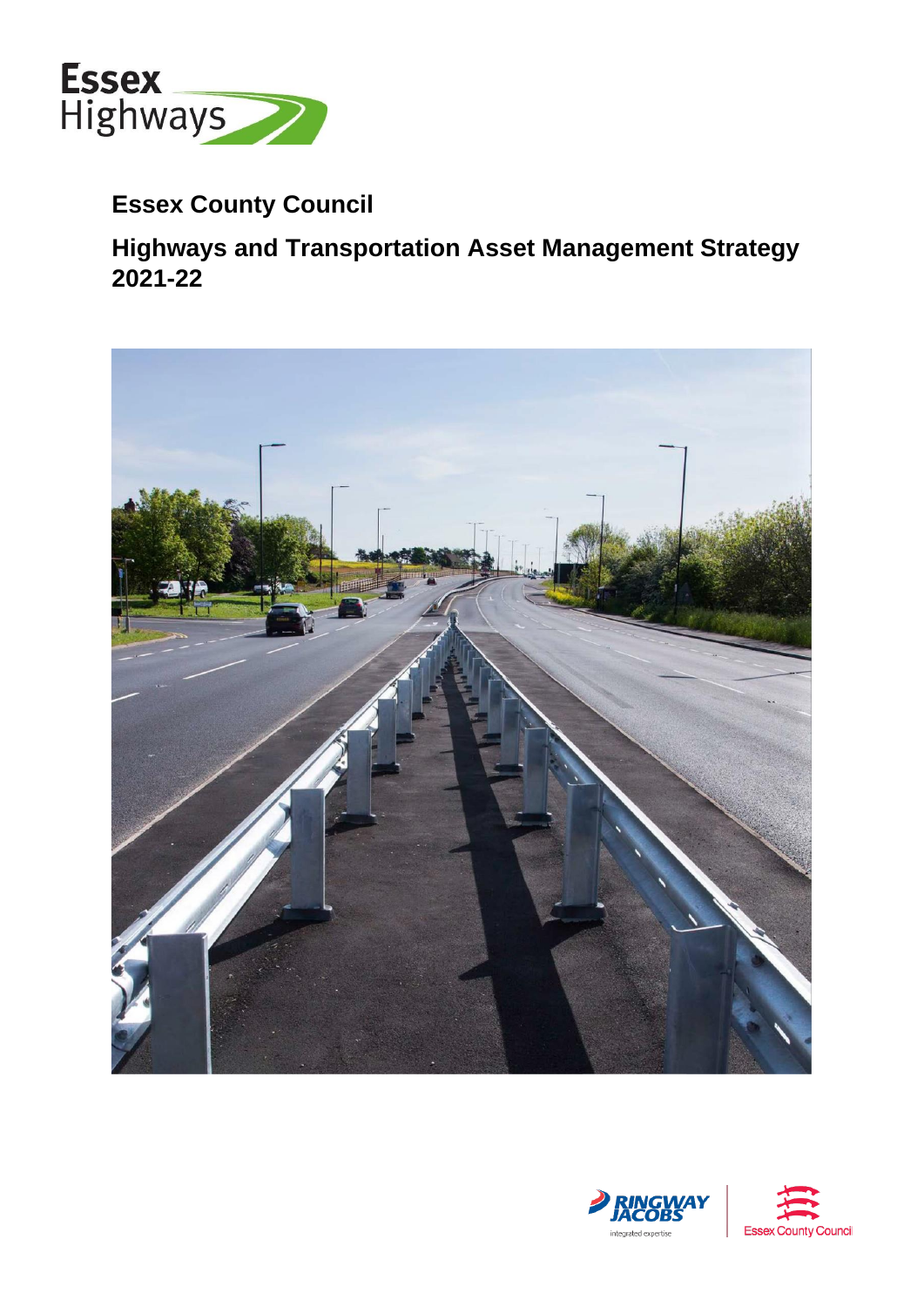Essex Highways

# Essex County Council

## Highways and Transportation Asset Management Strategy 2021-22

RINGWAY JACOBS integrated expertise

Essex County Council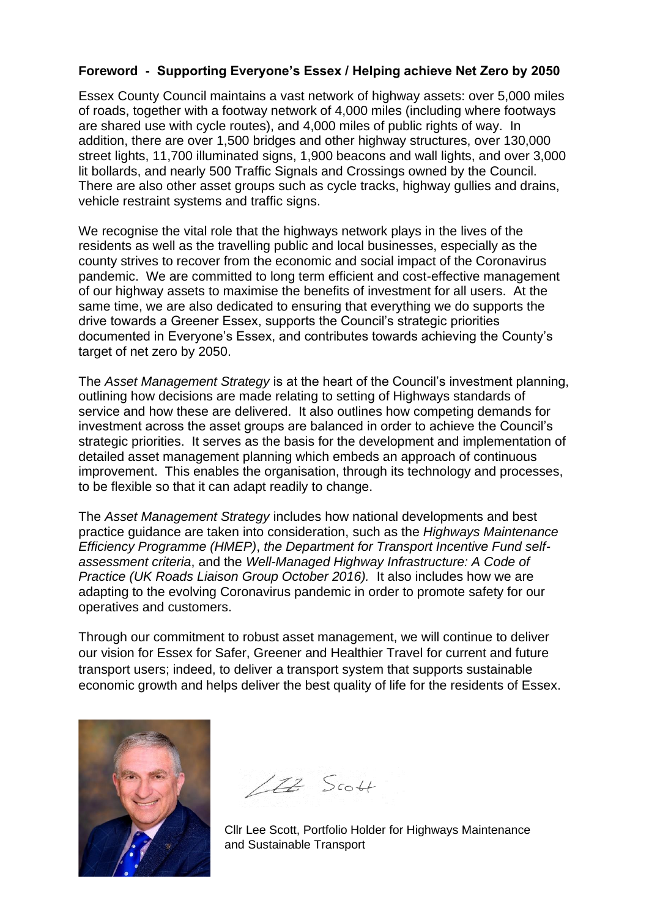**Foreword - Supporting Everyone's Essex / Helping achieve Net Zero by 2050**

Essex County Council maintains a vast network of highway assets: over 5,000 miles of roads, together with a footway network of 4,000 miles (including where footways are shared use with cycle routes), and 4,000 miles of public rights of way. In addition, there are over 1,500 bridges and other highway structures, over 130,000 street lights, 11,700 illuminated signs, 1,900 beacons and wall lights, and over 3,000 lit bollards, and nearly 500 Traffic Signals and Crossings owned by the Council. There are also other asset groups such as cycle tracks, highway gullies and drains, vehicle restraint systems and traffic signs.

We recognise the vital role that the highways network plays in the lives of the residents as well as the travelling public and local businesses, especially as the county strives to recover from the economic and social impact of the Coronavirus pandemic. We are committed to long term efficient and cost-effective management of our highway assets to maximise the benefits of investment for all users. At the same time, we are also dedicated to ensuring that everything we do supports the drive towards a Greener Essex, supports the Council's strategic priorities documented in Everyone's Essex, and contributes towards achieving the County's target of net zero by 2050.

The *Asset Management Strategy* is at the heart of the Council's investment planning, outlining how decisions are made relating to setting of Highways standards of service and how these are delivered. It also outlines how competing demands for investment across the asset groups are balanced in order to achieve the Council's strategic priorities. It serves as the basis for the development and implementation of detailed asset management planning which embeds an approach of continuous improvement. This enables the organisation, through its technology and processes, to be flexible so that it can adapt readily to change.

The *Asset Management Strategy* includes how national developments and best practice guidance are taken into consideration, such as the *Highways Maintenance Efficiency Programme (HMEP)*, *the Department for Transport Incentive Fund self-assessment criteria*, and the *Well-Managed Highway Infrastructure: A Code of Practice (UK Roads Liaison Group October 2016).* It also includes how we are adapting to the evolving Coronavirus pandemic in order to promote safety for our operatives and customers.

Through our commitment to robust asset management, we will continue to deliver our vision for Essex for Safer, Greener and Healthier Travel for current and future transport users; indeed, to deliver a transport system that supports sustainable economic growth and helps deliver the best quality of life for the residents of Essex.

Lee Scott

Cllr Lee Scott, Portfolio Holder for Highways Maintenance and Sustainable Transport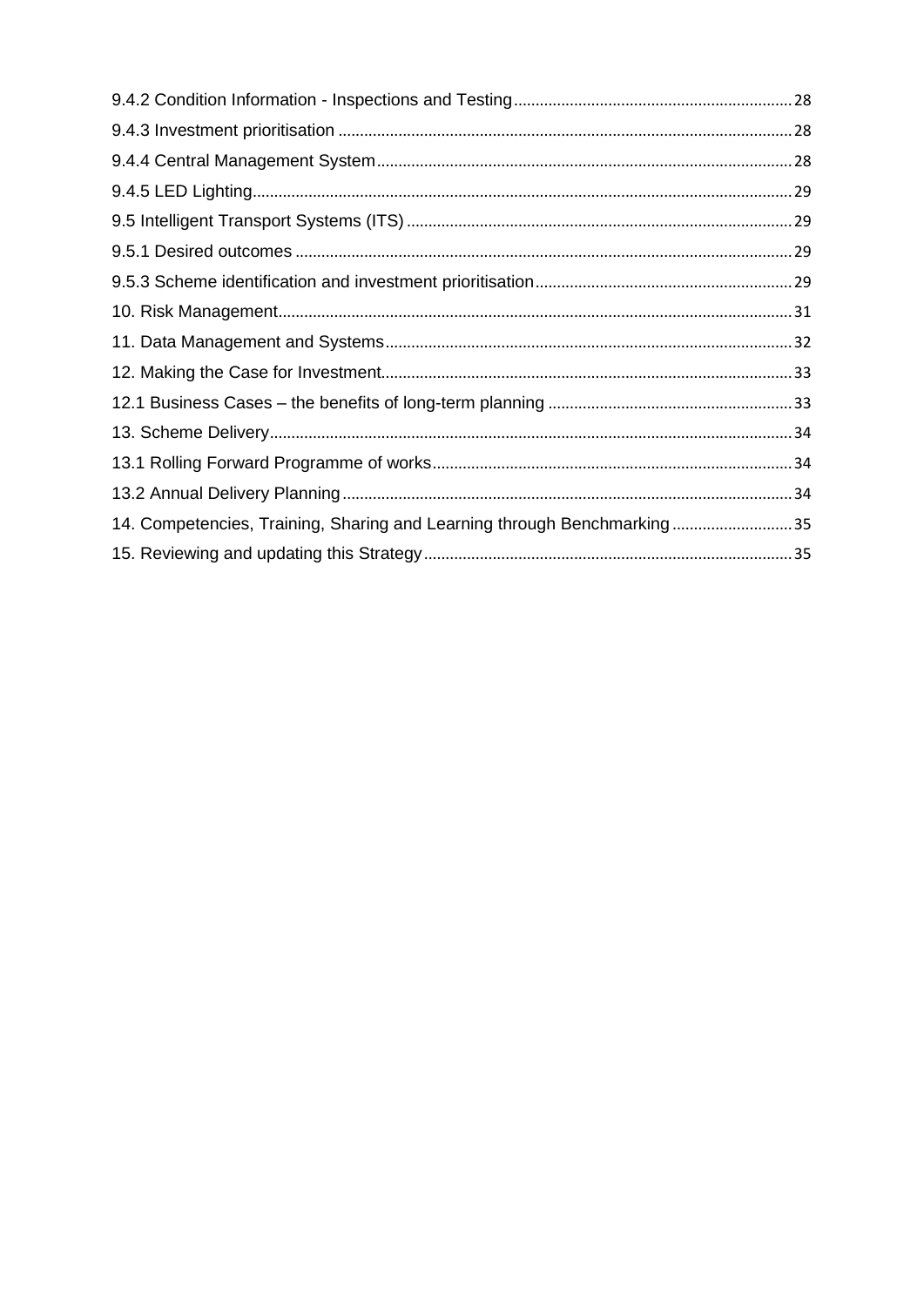9.4.2 Condition Information - Inspections and Testing ........ 28
9.4.3 Investment prioritisation ........ 28
9.4.4 Central Management System ........ 28
9.4.5 LED Lighting ........ 29
9.5 Intelligent Transport Systems (ITS) ........ 29
9.5.1 Desired outcomes ........ 29
9.5.3 Scheme identification and investment prioritisation ........ 29
10. Risk Management ........ 31
11. Data Management and Systems ........ 32
12. Making the Case for Investment ........ 33
12.1 Business Cases – the benefits of long-term planning ........ 33
13. Scheme Delivery ........ 34
13.1 Rolling Forward Programme of works ........ 34
13.2 Annual Delivery Planning ........ 34
14. Competencies, Training, Sharing and Learning through Benchmarking ........ 35
15. Reviewing and updating this Strategy ........ 35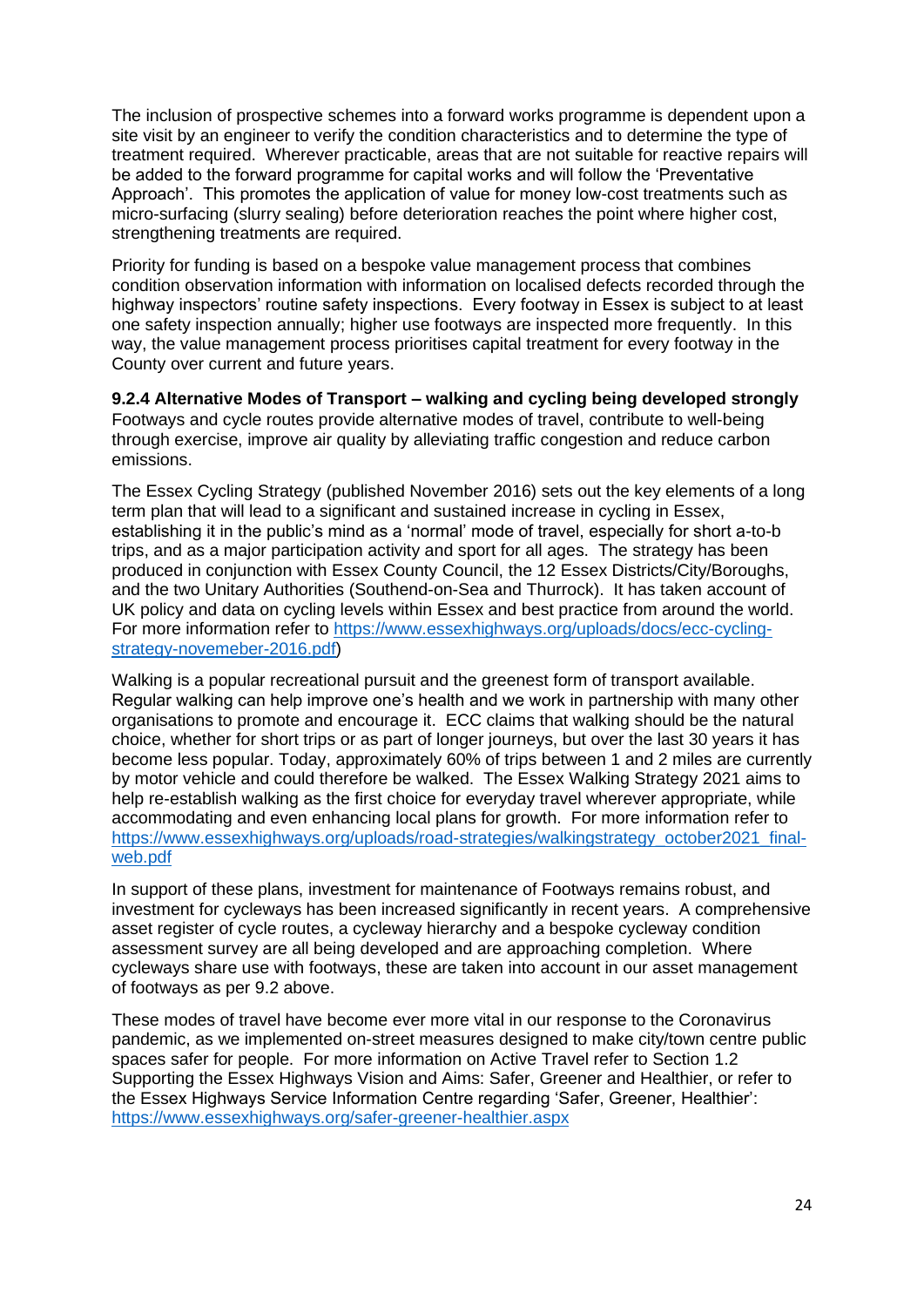The inclusion of prospective schemes into a forward works programme is dependent upon a site visit by an engineer to verify the condition characteristics and to determine the type of treatment required. Wherever practicable, areas that are not suitable for reactive repairs will be added to the forward programme for capital works and will follow the 'Preventative Approach'. This promotes the application of value for money low-cost treatments such as micro-surfacing (slurry sealing) before deterioration reaches the point where higher cost, strengthening treatments are required.

Priority for funding is based on a bespoke value management process that combines condition observation information with information on localised defects recorded through the highway inspectors' routine safety inspections. Every footway in Essex is subject to at least one safety inspection annually; higher use footways are inspected more frequently. In this way, the value management process prioritises capital treatment for every footway in the County over current and future years.

**9.2.4 Alternative Modes of Transport – walking and cycling being developed strongly**

Footways and cycle routes provide alternative modes of travel, contribute to well-being through exercise, improve air quality by alleviating traffic congestion and reduce carbon emissions.

The Essex Cycling Strategy (published November 2016) sets out the key elements of a long term plan that will lead to a significant and sustained increase in cycling in Essex, establishing it in the public's mind as a 'normal' mode of travel, especially for short a-to-b trips, and as a major participation activity and sport for all ages. The strategy has been produced in conjunction with Essex County Council, the 12 Essex Districts/City/Boroughs, and the two Unitary Authorities (Southend-on-Sea and Thurrock). It has taken account of UK policy and data on cycling levels within Essex and best practice from around the world. For more information refer to https://www.essexhighways.org/uploads/docs/ecc-cycling-strategy-novemeber-2016.pdf)

Walking is a popular recreational pursuit and the greenest form of transport available. Regular walking can help improve one's health and we work in partnership with many other organisations to promote and encourage it. ECC claims that walking should be the natural choice, whether for short trips or as part of longer journeys, but over the last 30 years it has become less popular. Today, approximately 60% of trips between 1 and 2 miles are currently by motor vehicle and could therefore be walked. The Essex Walking Strategy 2021 aims to help re-establish walking as the first choice for everyday travel wherever appropriate, while accommodating and even enhancing local plans for growth. For more information refer to https://www.essexhighways.org/uploads/road-strategies/walkingstrategy_october2021_final-web.pdf

In support of these plans, investment for maintenance of Footways remains robust, and investment for cycleways has been increased significantly in recent years. A comprehensive asset register of cycle routes, a cycleway hierarchy and a bespoke cycleway condition assessment survey are all being developed and are approaching completion. Where cycleways share use with footways, these are taken into account in our asset management of footways as per 9.2 above.

These modes of travel have become ever more vital in our response to the Coronavirus pandemic, as we implemented on-street measures designed to make city/town centre public spaces safer for people. For more information on Active Travel refer to Section 1.2 Supporting the Essex Highways Vision and Aims: Safer, Greener and Healthier, or refer to the Essex Highways Service Information Centre regarding 'Safer, Greener, Healthier': https://www.essexhighways.org/safer-greener-healthier.aspx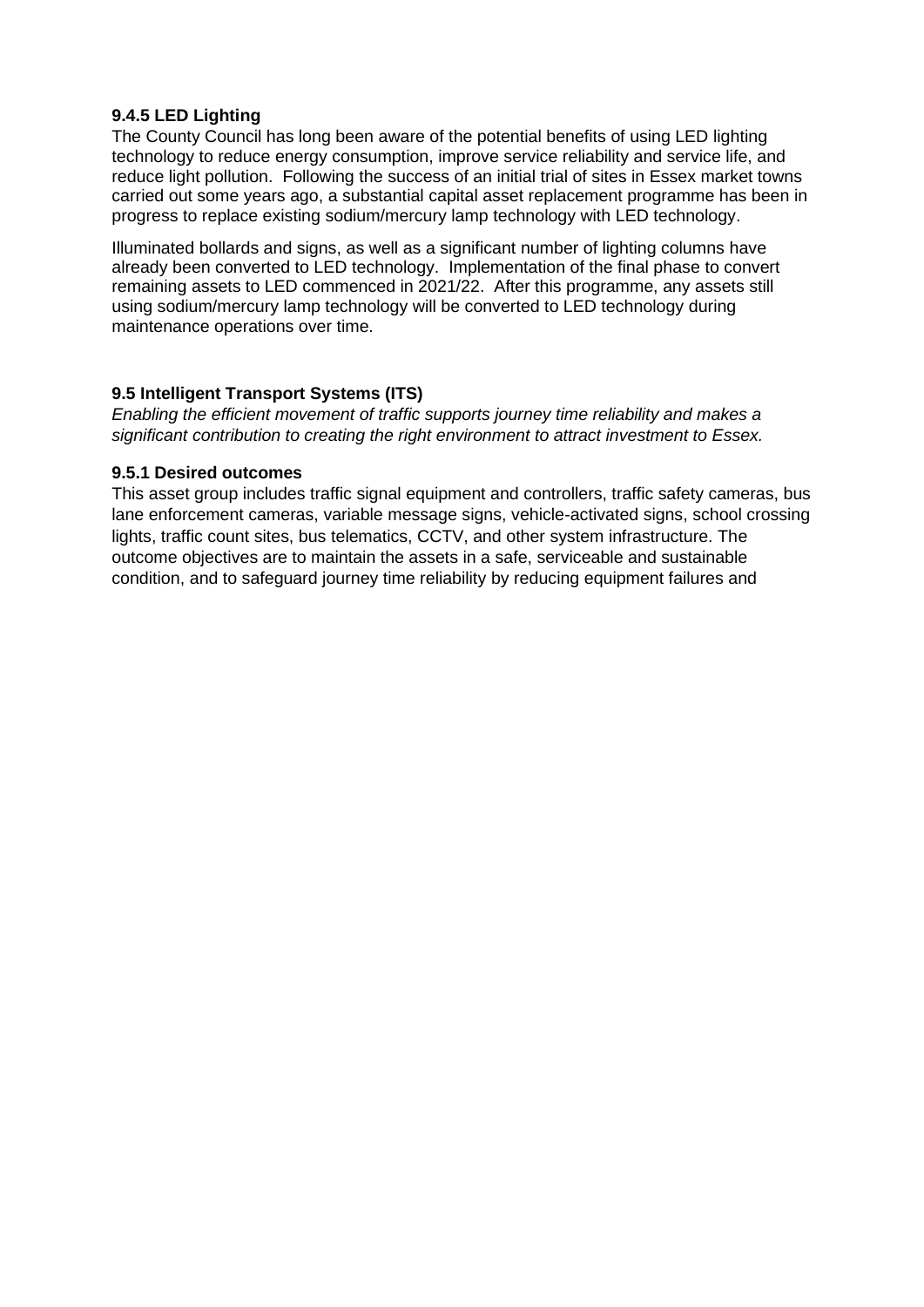#### 9.4.5 LED Lighting

The County Council has long been aware of the potential benefits of using LED lighting technology to reduce energy consumption, improve service reliability and service life, and reduce light pollution. Following the success of an initial trial of sites in Essex market towns carried out some years ago, a substantial capital asset replacement programme has been in progress to replace existing sodium/mercury lamp technology with LED technology.

Illuminated bollards and signs, as well as a significant number of lighting columns have already been converted to LED technology. Implementation of the final phase to convert remaining assets to LED commenced in 2021/22. After this programme, any assets still using sodium/mercury lamp technology will be converted to LED technology during maintenance operations over time.

### 9.5 Intelligent Transport Systems (ITS)

*Enabling the efficient movement of traffic supports journey time reliability and makes a significant contribution to creating the right environment to attract investment to Essex.*

#### 9.5.1 Desired outcomes

This asset group includes traffic signal equipment and controllers, traffic safety cameras, bus lane enforcement cameras, variable message signs, vehicle-activated signs, school crossing lights, traffic count sites, bus telematics, CCTV, and other system infrastructure. The outcome objectives are to maintain the assets in a safe, serviceable and sustainable condition, and to safeguard journey time reliability by reducing equipment failures and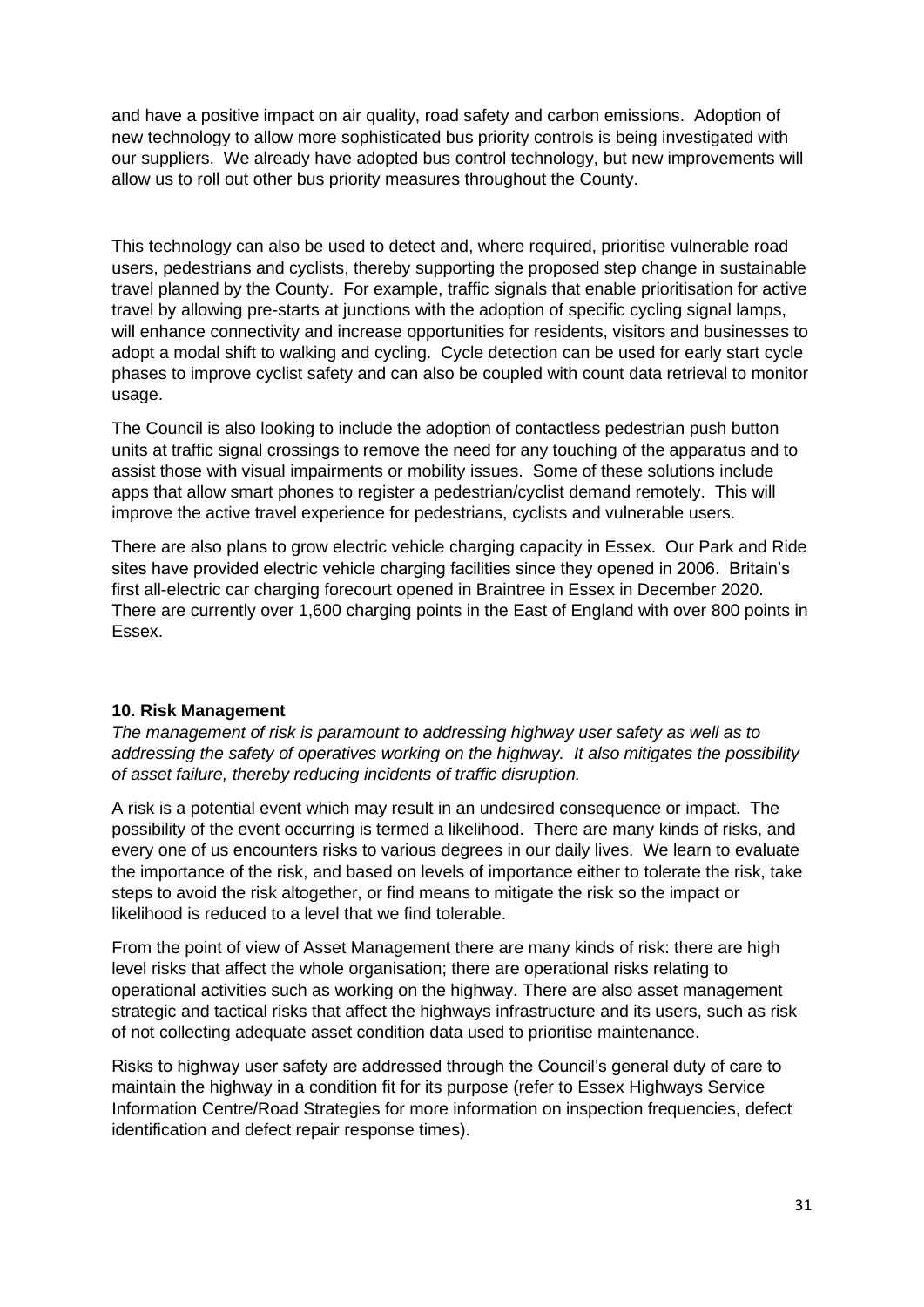and have a positive impact on air quality, road safety and carbon emissions. Adoption of new technology to allow more sophisticated bus priority controls is being investigated with our suppliers. We already have adopted bus control technology, but new improvements will allow us to roll out other bus priority measures throughout the County.

This technology can also be used to detect and, where required, prioritise vulnerable road users, pedestrians and cyclists, thereby supporting the proposed step change in sustainable travel planned by the County. For example, traffic signals that enable prioritisation for active travel by allowing pre-starts at junctions with the adoption of specific cycling signal lamps, will enhance connectivity and increase opportunities for residents, visitors and businesses to adopt a modal shift to walking and cycling. Cycle detection can be used for early start cycle phases to improve cyclist safety and can also be coupled with count data retrieval to monitor usage.

The Council is also looking to include the adoption of contactless pedestrian push button units at traffic signal crossings to remove the need for any touching of the apparatus and to assist those with visual impairments or mobility issues. Some of these solutions include apps that allow smart phones to register a pedestrian/cyclist demand remotely. This will improve the active travel experience for pedestrians, cyclists and vulnerable users.

There are also plans to grow electric vehicle charging capacity in Essex. Our Park and Ride sites have provided electric vehicle charging facilities since they opened in 2006. Britain's first all-electric car charging forecourt opened in Braintree in Essex in December 2020. There are currently over 1,600 charging points in the East of England with over 800 points in Essex.

## 10. Risk Management

*The management of risk is paramount to addressing highway user safety as well as to addressing the safety of operatives working on the highway. It also mitigates the possibility of asset failure, thereby reducing incidents of traffic disruption.*

A risk is a potential event which may result in an undesired consequence or impact. The possibility of the event occurring is termed a likelihood. There are many kinds of risks, and every one of us encounters risks to various degrees in our daily lives. We learn to evaluate the importance of the risk, and based on levels of importance either to tolerate the risk, take steps to avoid the risk altogether, or find means to mitigate the risk so the impact or likelihood is reduced to a level that we find tolerable.

From the point of view of Asset Management there are many kinds of risk: there are high level risks that affect the whole organisation; there are operational risks relating to operational activities such as working on the highway. There are also asset management strategic and tactical risks that affect the highways infrastructure and its users, such as risk of not collecting adequate asset condition data used to prioritise maintenance.

Risks to highway user safety are addressed through the Council's general duty of care to maintain the highway in a condition fit for its purpose (refer to Essex Highways Service Information Centre/Road Strategies for more information on inspection frequencies, defect identification and defect repair response times).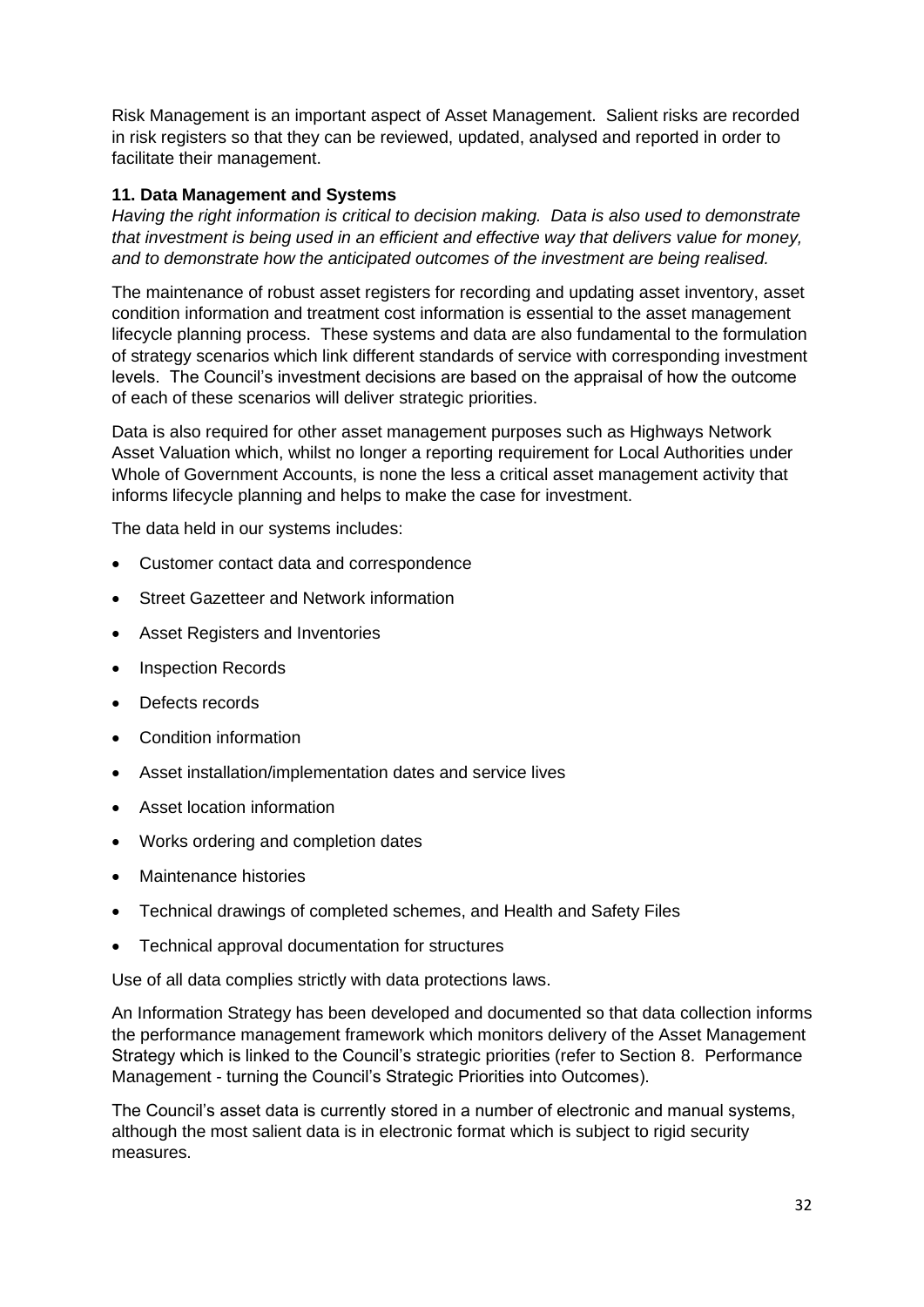Risk Management is an important aspect of Asset Management. Salient risks are recorded in risk registers so that they can be reviewed, updated, analysed and reported in order to facilitate their management.

### 11. Data Management and Systems

*Having the right information is critical to decision making. Data is also used to demonstrate that investment is being used in an efficient and effective way that delivers value for money, and to demonstrate how the anticipated outcomes of the investment are being realised.*

The maintenance of robust asset registers for recording and updating asset inventory, asset condition information and treatment cost information is essential to the asset management lifecycle planning process. These systems and data are also fundamental to the formulation of strategy scenarios which link different standards of service with corresponding investment levels. The Council's investment decisions are based on the appraisal of how the outcome of each of these scenarios will deliver strategic priorities.

Data is also required for other asset management purposes such as Highways Network Asset Valuation which, whilst no longer a reporting requirement for Local Authorities under Whole of Government Accounts, is none the less a critical asset management activity that informs lifecycle planning and helps to make the case for investment.

The data held in our systems includes:

- Customer contact data and correspondence
- Street Gazetteer and Network information
- Asset Registers and Inventories
- Inspection Records
- Defects records
- Condition information
- Asset installation/implementation dates and service lives
- Asset location information
- Works ordering and completion dates
- Maintenance histories
- Technical drawings of completed schemes, and Health and Safety Files
- Technical approval documentation for structures

Use of all data complies strictly with data protections laws.

An Information Strategy has been developed and documented so that data collection informs the performance management framework which monitors delivery of the Asset Management Strategy which is linked to the Council's strategic priorities (refer to Section 8. Performance Management - turning the Council's Strategic Priorities into Outcomes).

The Council's asset data is currently stored in a number of electronic and manual systems, although the most salient data is in electronic format which is subject to rigid security measures.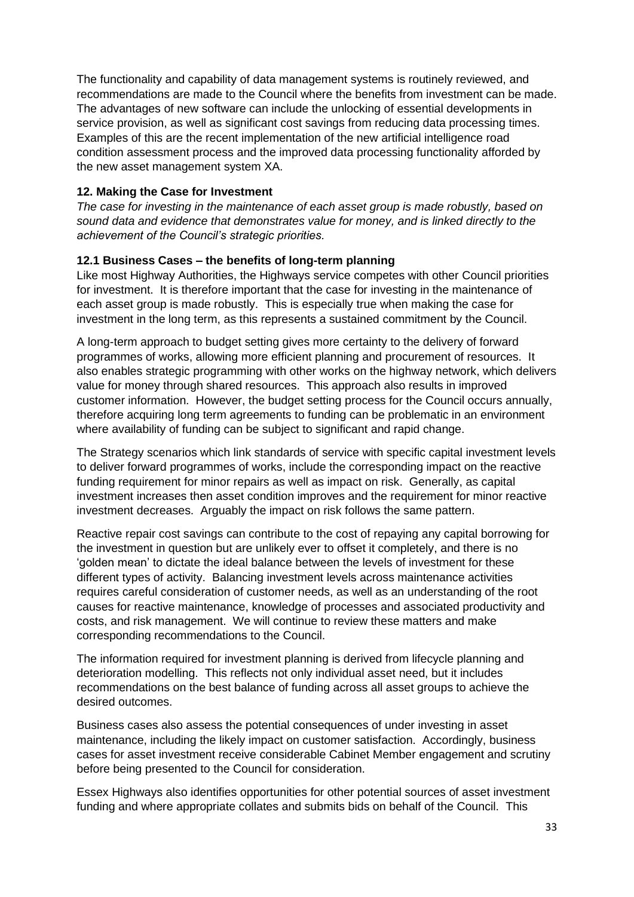The functionality and capability of data management systems is routinely reviewed, and recommendations are made to the Council where the benefits from investment can be made. The advantages of new software can include the unlocking of essential developments in service provision, as well as significant cost savings from reducing data processing times. Examples of this are the recent implementation of the new artificial intelligence road condition assessment process and the improved data processing functionality afforded by the new asset management system XA.

## 12. Making the Case for Investment

*The case for investing in the maintenance of each asset group is made robustly, based on sound data and evidence that demonstrates value for money, and is linked directly to the achievement of the Council's strategic priorities.*

### 12.1 Business Cases – the benefits of long-term planning

Like most Highway Authorities, the Highways service competes with other Council priorities for investment. It is therefore important that the case for investing in the maintenance of each asset group is made robustly. This is especially true when making the case for investment in the long term, as this represents a sustained commitment by the Council.

A long-term approach to budget setting gives more certainty to the delivery of forward programmes of works, allowing more efficient planning and procurement of resources. It also enables strategic programming with other works on the highway network, which delivers value for money through shared resources. This approach also results in improved customer information. However, the budget setting process for the Council occurs annually, therefore acquiring long term agreements to funding can be problematic in an environment where availability of funding can be subject to significant and rapid change.

The Strategy scenarios which link standards of service with specific capital investment levels to deliver forward programmes of works, include the corresponding impact on the reactive funding requirement for minor repairs as well as impact on risk. Generally, as capital investment increases then asset condition improves and the requirement for minor reactive investment decreases. Arguably the impact on risk follows the same pattern.

Reactive repair cost savings can contribute to the cost of repaying any capital borrowing for the investment in question but are unlikely ever to offset it completely, and there is no 'golden mean' to dictate the ideal balance between the levels of investment for these different types of activity. Balancing investment levels across maintenance activities requires careful consideration of customer needs, as well as an understanding of the root causes for reactive maintenance, knowledge of processes and associated productivity and costs, and risk management. We will continue to review these matters and make corresponding recommendations to the Council.

The information required for investment planning is derived from lifecycle planning and deterioration modelling. This reflects not only individual asset need, but it includes recommendations on the best balance of funding across all asset groups to achieve the desired outcomes.

Business cases also assess the potential consequences of under investing in asset maintenance, including the likely impact on customer satisfaction. Accordingly, business cases for asset investment receive considerable Cabinet Member engagement and scrutiny before being presented to the Council for consideration.

Essex Highways also identifies opportunities for other potential sources of asset investment funding and where appropriate collates and submits bids on behalf of the Council. This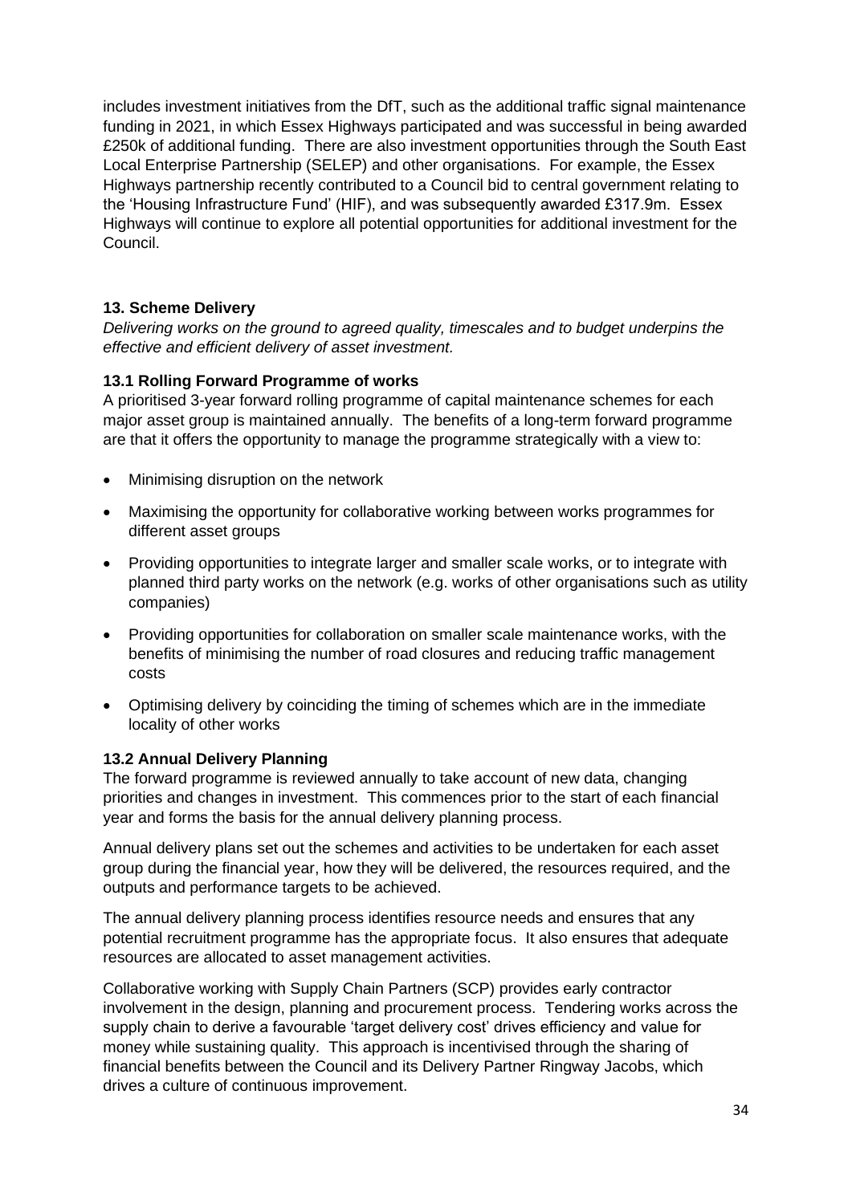includes investment initiatives from the DfT, such as the additional traffic signal maintenance funding in 2021, in which Essex Highways participated and was successful in being awarded £250k of additional funding. There are also investment opportunities through the South East Local Enterprise Partnership (SELEP) and other organisations. For example, the Essex Highways partnership recently contributed to a Council bid to central government relating to the 'Housing Infrastructure Fund' (HIF), and was subsequently awarded £317.9m. Essex Highways will continue to explore all potential opportunities for additional investment for the Council.

## 13. Scheme Delivery

*Delivering works on the ground to agreed quality, timescales and to budget underpins the effective and efficient delivery of asset investment.*

### 13.1 Rolling Forward Programme of works

A prioritised 3-year forward rolling programme of capital maintenance schemes for each major asset group is maintained annually. The benefits of a long-term forward programme are that it offers the opportunity to manage the programme strategically with a view to:

- Minimising disruption on the network
- Maximising the opportunity for collaborative working between works programmes for different asset groups
- Providing opportunities to integrate larger and smaller scale works, or to integrate with planned third party works on the network (e.g. works of other organisations such as utility companies)
- Providing opportunities for collaboration on smaller scale maintenance works, with the benefits of minimising the number of road closures and reducing traffic management costs
- Optimising delivery by coinciding the timing of schemes which are in the immediate locality of other works

### 13.2 Annual Delivery Planning

The forward programme is reviewed annually to take account of new data, changing priorities and changes in investment. This commences prior to the start of each financial year and forms the basis for the annual delivery planning process.

Annual delivery plans set out the schemes and activities to be undertaken for each asset group during the financial year, how they will be delivered, the resources required, and the outputs and performance targets to be achieved.

The annual delivery planning process identifies resource needs and ensures that any potential recruitment programme has the appropriate focus. It also ensures that adequate resources are allocated to asset management activities.

Collaborative working with Supply Chain Partners (SCP) provides early contractor involvement in the design, planning and procurement process. Tendering works across the supply chain to derive a favourable 'target delivery cost' drives efficiency and value for money while sustaining quality. This approach is incentivised through the sharing of financial benefits between the Council and its Delivery Partner Ringway Jacobs, which drives a culture of continuous improvement.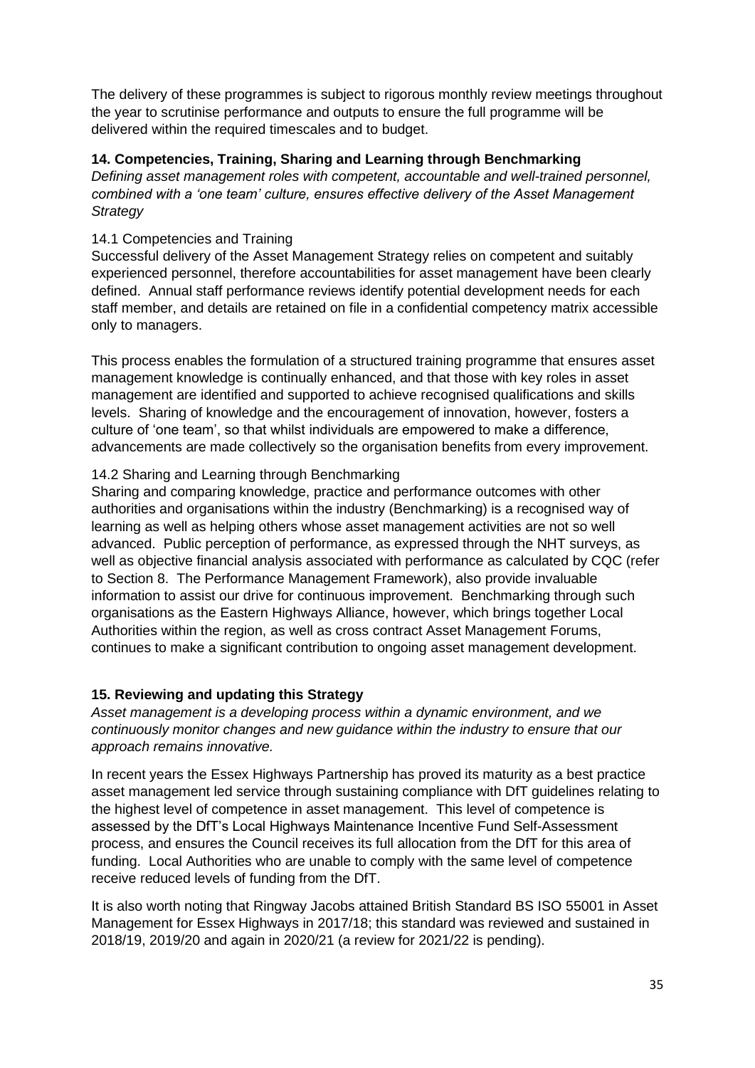The delivery of these programmes is subject to rigorous monthly review meetings throughout the year to scrutinise performance and outputs to ensure the full programme will be delivered within the required timescales and to budget.

## 14. Competencies, Training, Sharing and Learning through Benchmarking

*Defining asset management roles with competent, accountable and well-trained personnel, combined with a 'one team' culture, ensures effective delivery of the Asset Management Strategy*

### 14.1 Competencies and Training

Successful delivery of the Asset Management Strategy relies on competent and suitably experienced personnel, therefore accountabilities for asset management have been clearly defined. Annual staff performance reviews identify potential development needs for each staff member, and details are retained on file in a confidential competency matrix accessible only to managers.

This process enables the formulation of a structured training programme that ensures asset management knowledge is continually enhanced, and that those with key roles in asset management are identified and supported to achieve recognised qualifications and skills levels. Sharing of knowledge and the encouragement of innovation, however, fosters a culture of 'one team', so that whilst individuals are empowered to make a difference, advancements are made collectively so the organisation benefits from every improvement.

### 14.2 Sharing and Learning through Benchmarking

Sharing and comparing knowledge, practice and performance outcomes with other authorities and organisations within the industry (Benchmarking) is a recognised way of learning as well as helping others whose asset management activities are not so well advanced. Public perception of performance, as expressed through the NHT surveys, as well as objective financial analysis associated with performance as calculated by CQC (refer to Section 8. The Performance Management Framework), also provide invaluable information to assist our drive for continuous improvement. Benchmarking through such organisations as the Eastern Highways Alliance, however, which brings together Local Authorities within the region, as well as cross contract Asset Management Forums, continues to make a significant contribution to ongoing asset management development.

## 15. Reviewing and updating this Strategy

*Asset management is a developing process within a dynamic environment, and we continuously monitor changes and new guidance within the industry to ensure that our approach remains innovative.*

In recent years the Essex Highways Partnership has proved its maturity as a best practice asset management led service through sustaining compliance with DfT guidelines relating to the highest level of competence in asset management. This level of competence is assessed by the DfT's Local Highways Maintenance Incentive Fund Self-Assessment process, and ensures the Council receives its full allocation from the DfT for this area of funding. Local Authorities who are unable to comply with the same level of competence receive reduced levels of funding from the DfT.

It is also worth noting that Ringway Jacobs attained British Standard BS ISO 55001 in Asset Management for Essex Highways in 2017/18; this standard was reviewed and sustained in 2018/19, 2019/20 and again in 2020/21 (a review for 2021/22 is pending).